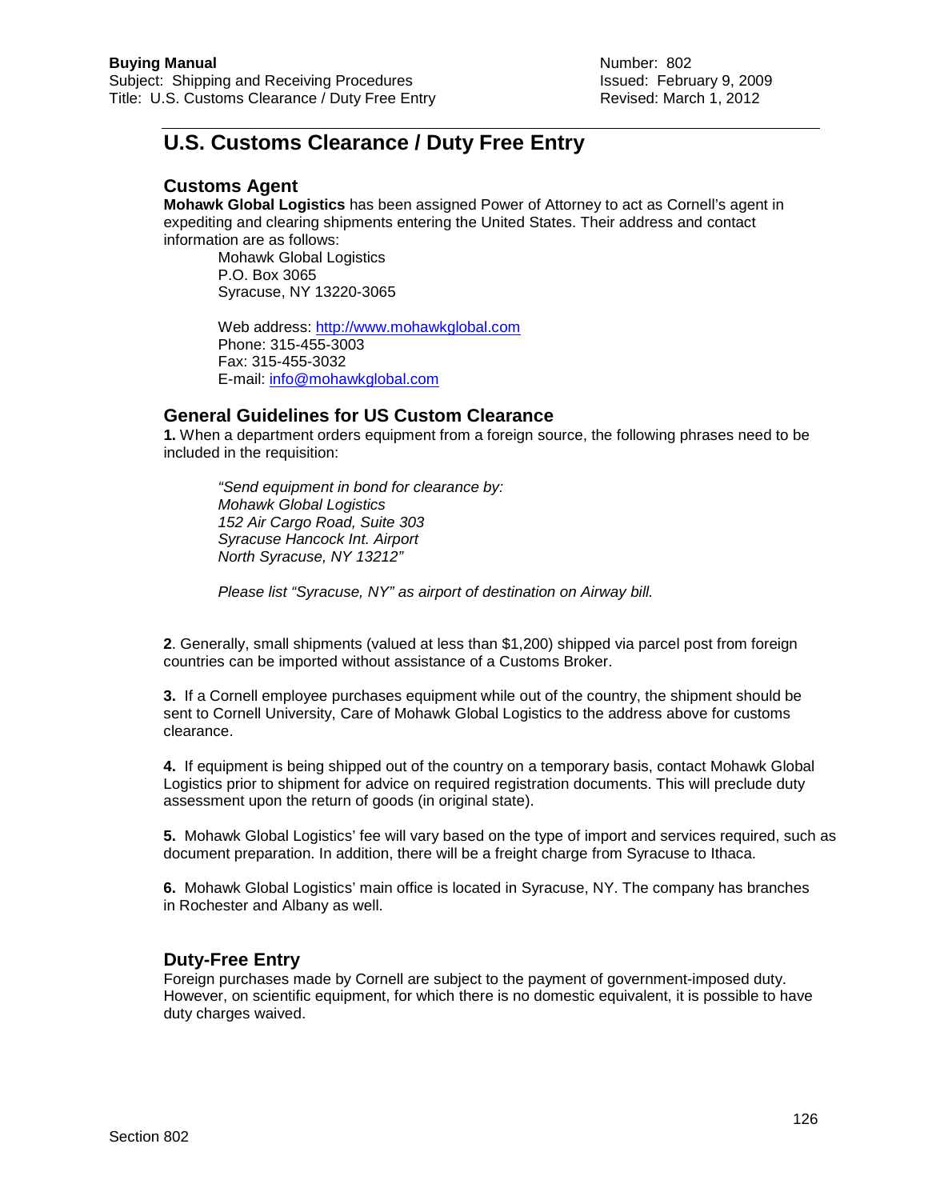**Buying Manual**
Subject: Shipping and Receiving Procedures
Title: U.S. Customs Clearance / Duty Free Entry

Number: 802
Issued: February 9, 2009
Revised: March 1, 2012

# U.S. Customs Clearance / Duty Free Entry

## Customs Agent

**Mohawk Global Logistics** has been assigned Power of Attorney to act as Cornell's agent in expediting and clearing shipments entering the United States. Their address and contact information are as follows:

Mohawk Global Logistics
P.O. Box 3065
Syracuse, NY 13220-3065

Web address: http://www.mohawkglobal.com
Phone: 315-455-3003
Fax: 315-455-3032
E-mail: info@mohawkglobal.com

## General Guidelines for US Custom Clearance

**1.** When a department orders equipment from a foreign source, the following phrases need to be included in the requisition:

*"Send equipment in bond for clearance by:*
*Mohawk Global Logistics*
*152 Air Cargo Road, Suite 303*
*Syracuse Hancock Int. Airport*
*North Syracuse, NY 13212"*

*Please list "Syracuse, NY" as airport of destination on Airway bill.*

**2**. Generally, small shipments (valued at less than $1,200) shipped via parcel post from foreign countries can be imported without assistance of a Customs Broker.

**3.** If a Cornell employee purchases equipment while out of the country, the shipment should be sent to Cornell University, Care of Mohawk Global Logistics to the address above for customs clearance.

**4.** If equipment is being shipped out of the country on a temporary basis, contact Mohawk Global Logistics prior to shipment for advice on required registration documents. This will preclude duty assessment upon the return of goods (in original state).

**5.** Mohawk Global Logistics' fee will vary based on the type of import and services required, such as document preparation. In addition, there will be a freight charge from Syracuse to Ithaca.

**6.** Mohawk Global Logistics' main office is located in Syracuse, NY. The company has branches in Rochester and Albany as well.

## Duty-Free Entry

Foreign purchases made by Cornell are subject to the payment of government-imposed duty. However, on scientific equipment, for which there is no domestic equivalent, it is possible to have duty charges waived.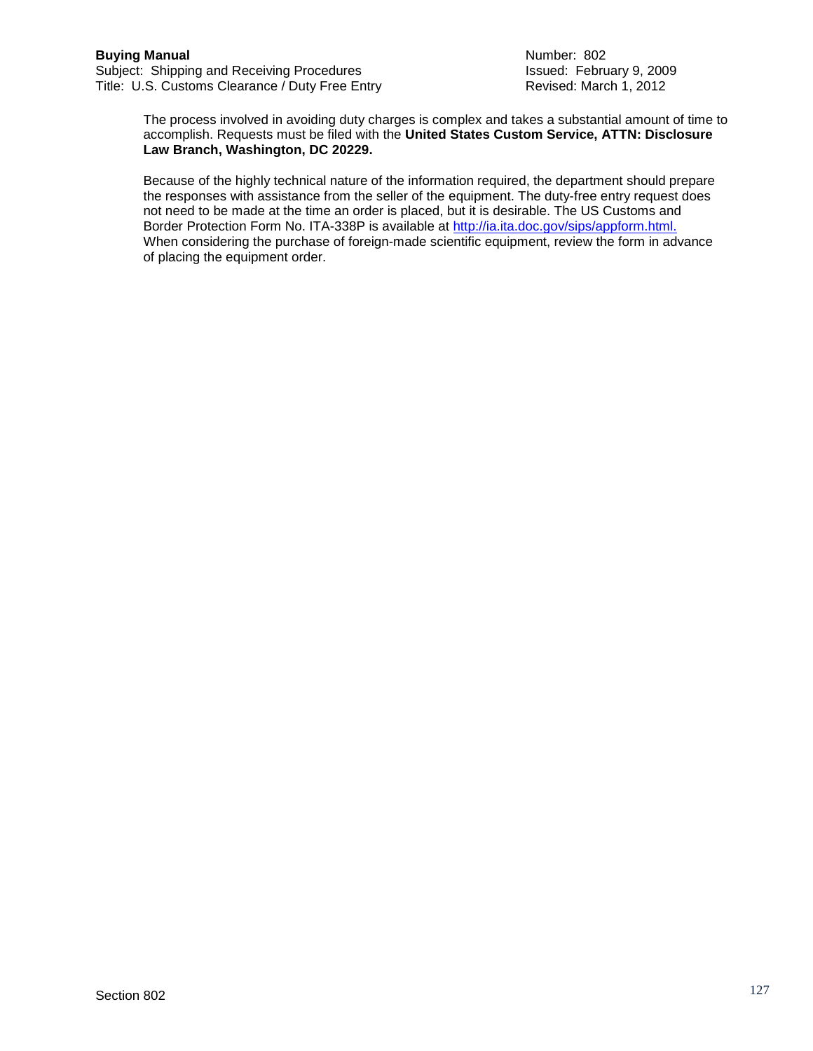The process involved in avoiding duty charges is complex and takes a substantial amount of time to accomplish. Requests must be filed with the **United States Custom Service, ATTN: Disclosure Law Branch, Washington, DC 20229.**

Because of the highly technical nature of the information required, the department should prepare the responses with assistance from the seller of the equipment. The duty-free entry request does not need to be made at the time an order is placed, but it is desirable. The US Customs and Border Protection Form No. ITA-338P is available at [http://ia.ita.doc.gov/sips/appform.html.](http://ia.ita.doc.gov/sips/appform.html) When considering the purchase of foreign-made scientific equipment, review the form in advance of placing the equipment order.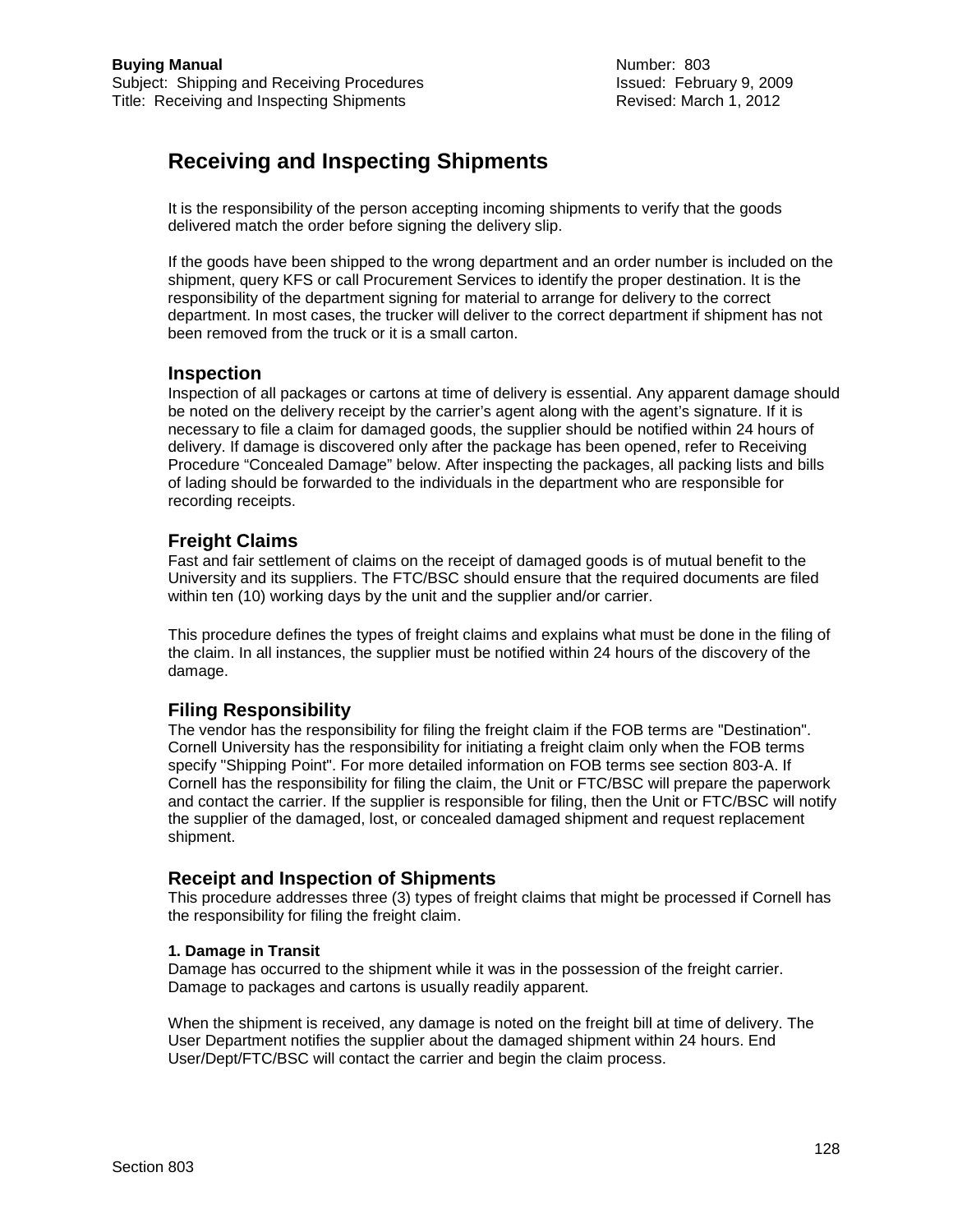# Receiving and Inspecting Shipments

It is the responsibility of the person accepting incoming shipments to verify that the goods delivered match the order before signing the delivery slip.

If the goods have been shipped to the wrong department and an order number is included on the shipment, query KFS or call Procurement Services to identify the proper destination. It is the responsibility of the department signing for material to arrange for delivery to the correct department. In most cases, the trucker will deliver to the correct department if shipment has not been removed from the truck or it is a small carton.

## Inspection

Inspection of all packages or cartons at time of delivery is essential. Any apparent damage should be noted on the delivery receipt by the carrier's agent along with the agent's signature. If it is necessary to file a claim for damaged goods, the supplier should be notified within 24 hours of delivery. If damage is discovered only after the package has been opened, refer to Receiving Procedure "Concealed Damage" below. After inspecting the packages, all packing lists and bills of lading should be forwarded to the individuals in the department who are responsible for recording receipts.

## Freight Claims

Fast and fair settlement of claims on the receipt of damaged goods is of mutual benefit to the University and its suppliers. The FTC/BSC should ensure that the required documents are filed within ten (10) working days by the unit and the supplier and/or carrier.

This procedure defines the types of freight claims and explains what must be done in the filing of the claim. In all instances, the supplier must be notified within 24 hours of the discovery of the damage.

## Filing Responsibility

The vendor has the responsibility for filing the freight claim if the FOB terms are "Destination". Cornell University has the responsibility for initiating a freight claim only when the FOB terms specify "Shipping Point". For more detailed information on FOB terms see section 803-A. If Cornell has the responsibility for filing the claim, the Unit or FTC/BSC will prepare the paperwork and contact the carrier. If the supplier is responsible for filing, then the Unit or FTC/BSC will notify the supplier of the damaged, lost, or concealed damaged shipment and request replacement shipment.

## Receipt and Inspection of Shipments

This procedure addresses three (3) types of freight claims that might be processed if Cornell has the responsibility for filing the freight claim.

**1. Damage in Transit**

Damage has occurred to the shipment while it was in the possession of the freight carrier. Damage to packages and cartons is usually readily apparent.

When the shipment is received, any damage is noted on the freight bill at time of delivery. The User Department notifies the supplier about the damaged shipment within 24 hours. End User/Dept/FTC/BSC will contact the carrier and begin the claim process.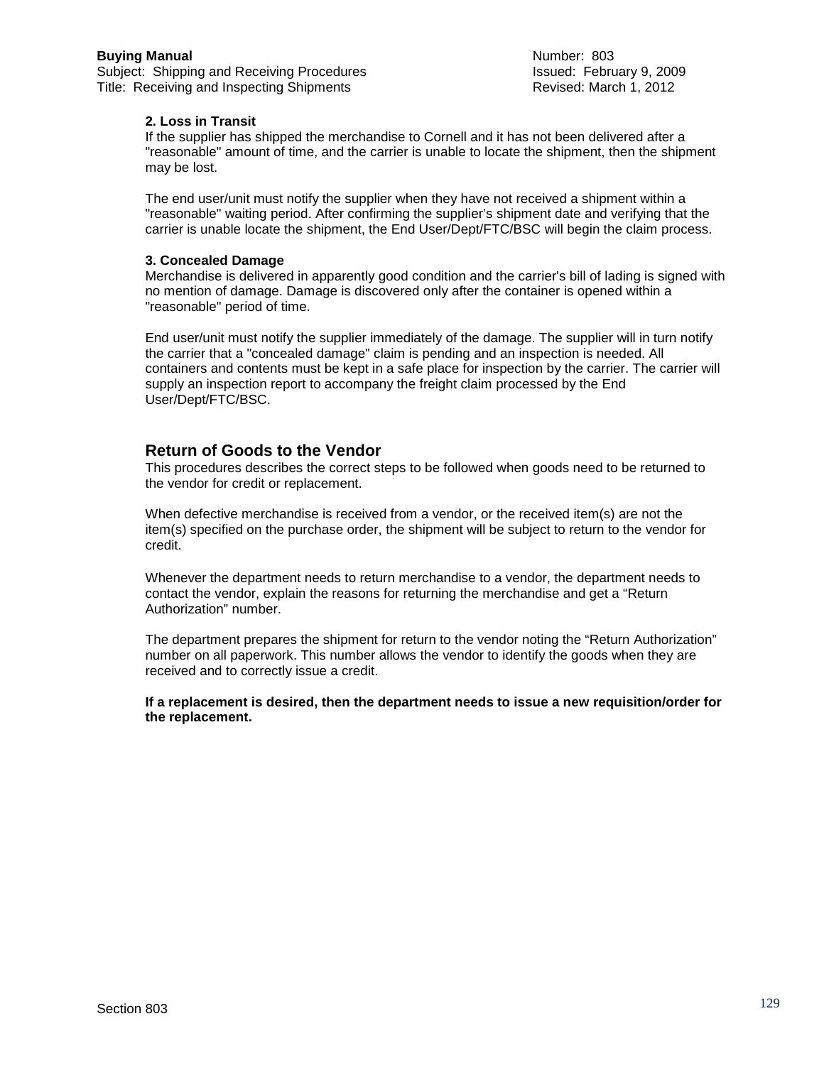**2. Loss in Transit**

If the supplier has shipped the merchandise to Cornell and it has not been delivered after a "reasonable" amount of time, and the carrier is unable to locate the shipment, then the shipment may be lost.

The end user/unit must notify the supplier when they have not received a shipment within a "reasonable" waiting period. After confirming the supplier's shipment date and verifying that the carrier is unable locate the shipment, the End User/Dept/FTC/BSC will begin the claim process.

**3. Concealed Damage**

Merchandise is delivered in apparently good condition and the carrier's bill of lading is signed with no mention of damage. Damage is discovered only after the container is opened within a "reasonable" period of time.

End user/unit must notify the supplier immediately of the damage. The supplier will in turn notify the carrier that a "concealed damage" claim is pending and an inspection is needed. All containers and contents must be kept in a safe place for inspection by the carrier. The carrier will supply an inspection report to accompany the freight claim processed by the End User/Dept/FTC/BSC.

## Return of Goods to the Vendor

This procedures describes the correct steps to be followed when goods need to be returned to the vendor for credit or replacement.

When defective merchandise is received from a vendor, or the received item(s) are not the item(s) specified on the purchase order, the shipment will be subject to return to the vendor for credit.

Whenever the department needs to return merchandise to a vendor, the department needs to contact the vendor, explain the reasons for returning the merchandise and get a "Return Authorization" number.

The department prepares the shipment for return to the vendor noting the "Return Authorization" number on all paperwork. This number allows the vendor to identify the goods when they are received and to correctly issue a credit.

**If a replacement is desired, then the department needs to issue a new requisition/order for the replacement.**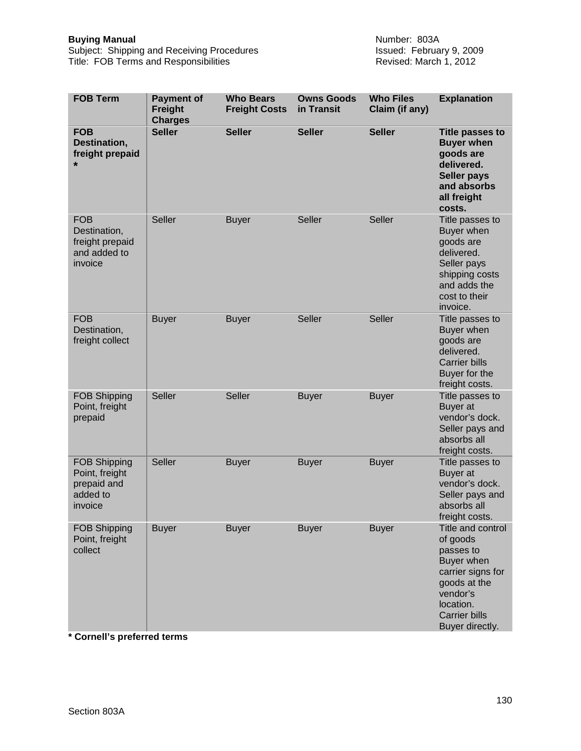**Buying Manual**
Subject: Shipping and Receiving Procedures
Title: FOB Terms and Responsibilities

Number: 803A
Issued: February 9, 2009
Revised: March 1, 2012

| FOB Term | Payment of Freight Charges | Who Bears Freight Costs | Owns Goods in Transit | Who Files Claim (if any) | Explanation |
|---|---|---|---|---|---|
| **FOB Destination, freight prepaid *** | **Seller** | **Seller** | **Seller** | **Seller** | **Title passes to Buyer when goods are delivered. Seller pays and absorbs all freight costs.** |
| FOB Destination, freight prepaid and added to invoice | Seller | Buyer | Seller | Seller | Title passes to Buyer when goods are delivered. Seller pays shipping costs and adds the cost to their invoice. |
| FOB Destination, freight collect | Buyer | Buyer | Seller | Seller | Title passes to Buyer when goods are delivered. Carrier bills Buyer for the freight costs. |
| FOB Shipping Point, freight prepaid | Seller | Seller | Buyer | Buyer | Title passes to Buyer at vendor's dock. Seller pays and absorbs all freight costs. |
| FOB Shipping Point, freight prepaid and added to invoice | Seller | Buyer | Buyer | Buyer | Title passes to Buyer at vendor's dock. Seller pays and absorbs all freight costs. |
| FOB Shipping Point, freight collect | Buyer | Buyer | Buyer | Buyer | Title and control of goods passes to Buyer when carrier signs for goods at the vendor's location. Carrier bills Buyer directly. |

**\* Cornell's preferred terms**

Section 803A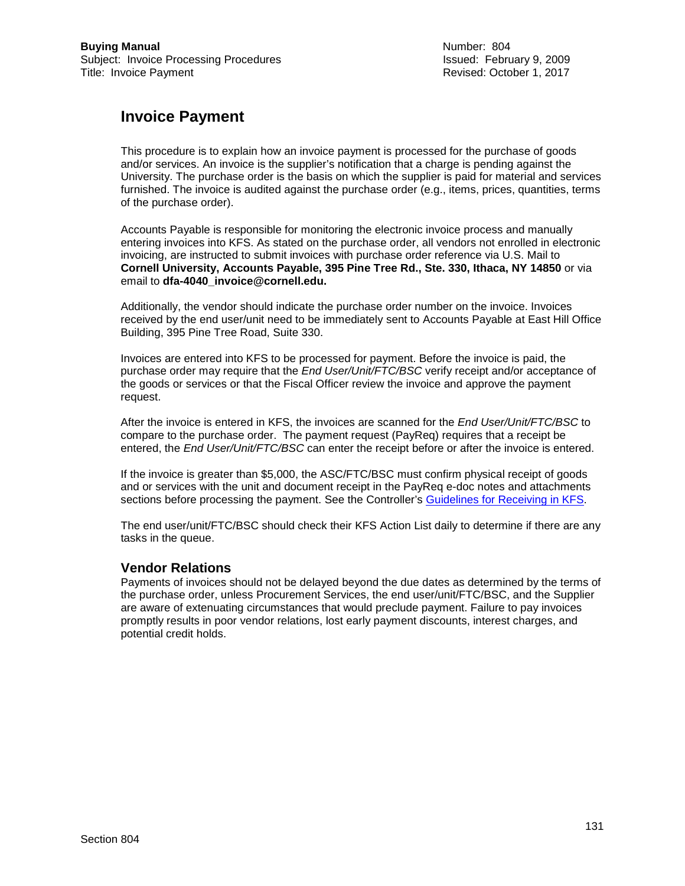**Buying Manual**
Subject: Invoice Processing Procedures
Title: Invoice Payment

Number: 804
Issued: February 9, 2009
Revised: October 1, 2017

# Invoice Payment

This procedure is to explain how an invoice payment is processed for the purchase of goods and/or services. An invoice is the supplier's notification that a charge is pending against the University. The purchase order is the basis on which the supplier is paid for material and services furnished. The invoice is audited against the purchase order (e.g., items, prices, quantities, terms of the purchase order).

Accounts Payable is responsible for monitoring the electronic invoice process and manually entering invoices into KFS. As stated on the purchase order, all vendors not enrolled in electronic invoicing, are instructed to submit invoices with purchase order reference via U.S. Mail to **Cornell University, Accounts Payable, 395 Pine Tree Rd., Ste. 330, Ithaca, NY 14850** or via email to **dfa-4040_invoice@cornell.edu.**

Additionally, the vendor should indicate the purchase order number on the invoice. Invoices received by the end user/unit need to be immediately sent to Accounts Payable at East Hill Office Building, 395 Pine Tree Road, Suite 330.

Invoices are entered into KFS to be processed for payment. Before the invoice is paid, the purchase order may require that the *End User/Unit/FTC/BSC* verify receipt and/or acceptance of the goods or services or that the Fiscal Officer review the invoice and approve the payment request.

After the invoice is entered in KFS, the invoices are scanned for the *End User/Unit/FTC/BSC* to compare to the purchase order. The payment request (PayReq) requires that a receipt be entered, the *End User/Unit/FTC/BSC* can enter the receipt before or after the invoice is entered.

If the invoice is greater than $5,000, the ASC/FTC/BSC must confirm physical receipt of goods and or services with the unit and document receipt in the PayReq e-doc notes and attachments sections before processing the payment. See the Controller's Guidelines for Receiving in KFS.

The end user/unit/FTC/BSC should check their KFS Action List daily to determine if there are any tasks in the queue.

## Vendor Relations

Payments of invoices should not be delayed beyond the due dates as determined by the terms of the purchase order, unless Procurement Services, the end user/unit/FTC/BSC, and the Supplier are aware of extenuating circumstances that would preclude payment. Failure to pay invoices promptly results in poor vendor relations, lost early payment discounts, interest charges, and potential credit holds.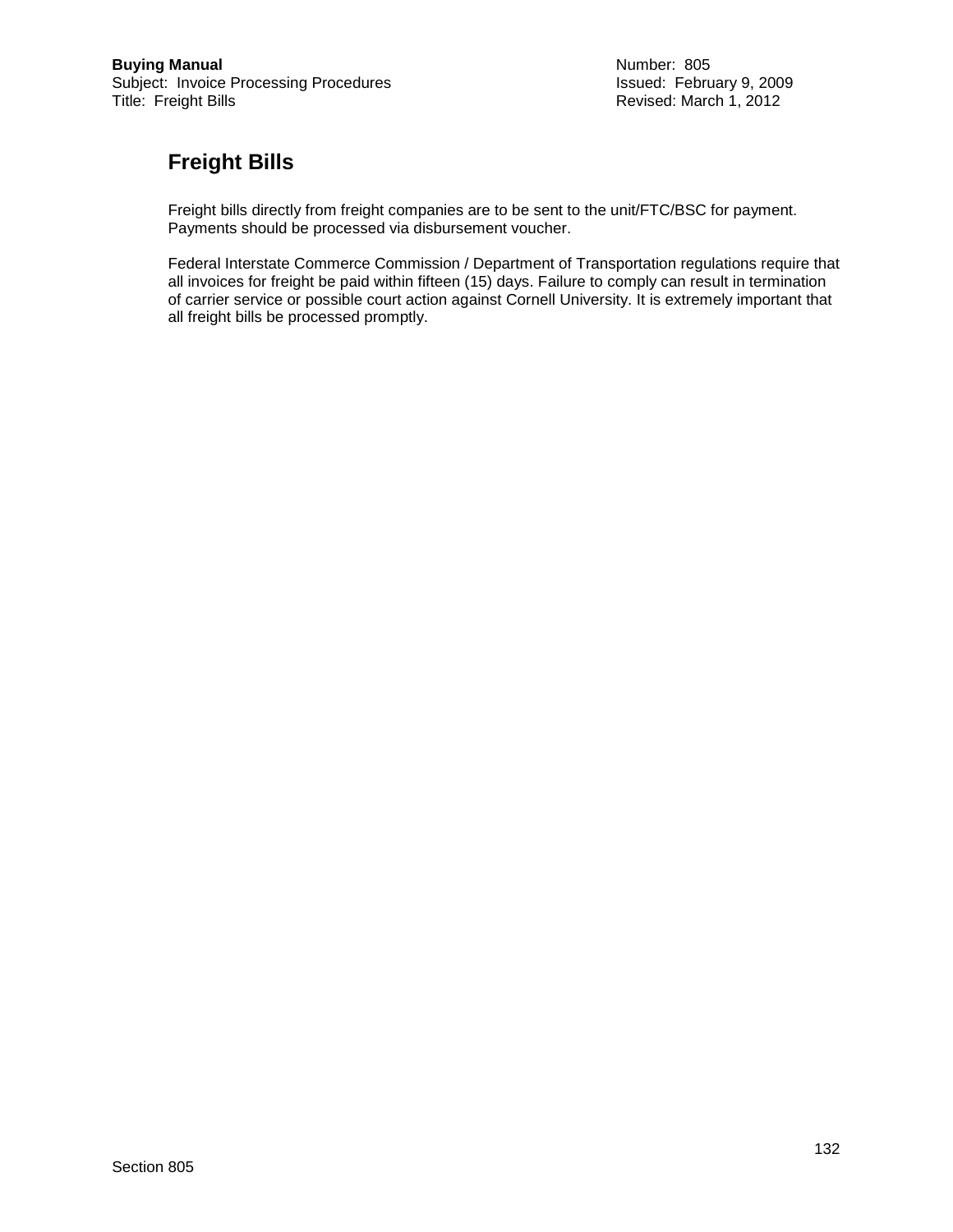# Freight Bills

Freight bills directly from freight companies are to be sent to the unit/FTC/BSC for payment. Payments should be processed via disbursement voucher.

Federal Interstate Commerce Commission / Department of Transportation regulations require that all invoices for freight be paid within fifteen (15) days. Failure to comply can result in termination of carrier service or possible court action against Cornell University. It is extremely important that all freight bills be processed promptly.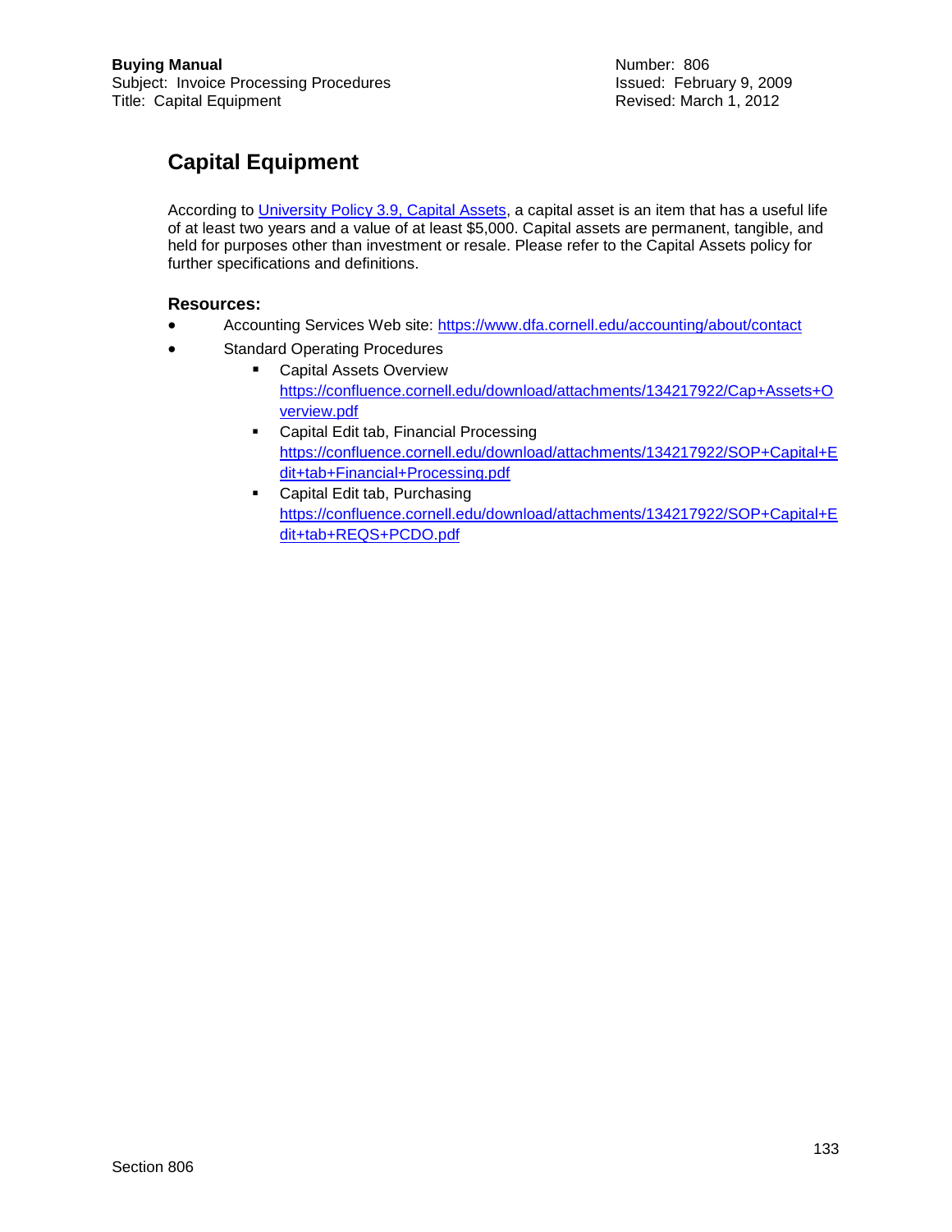# Capital Equipment

According to University Policy 3.9, Capital Assets, a capital asset is an item that has a useful life of at least two years and a value of at least $5,000. Capital assets are permanent, tangible, and held for purposes other than investment or resale. Please refer to the Capital Assets policy for further specifications and definitions.

**Resources:**

- Accounting Services Web site: https://www.dfa.cornell.edu/accounting/about/contact
- Standard Operating Procedures
  - Capital Assets Overview https://confluence.cornell.edu/download/attachments/134217922/Cap+Assets+Overview.pdf
  - Capital Edit tab, Financial Processing https://confluence.cornell.edu/download/attachments/134217922/SOP+Capital+Edit+tab+Financial+Processing.pdf
  - Capital Edit tab, Purchasing https://confluence.cornell.edu/download/attachments/134217922/SOP+Capital+Edit+tab+REQS+PCDO.pdf